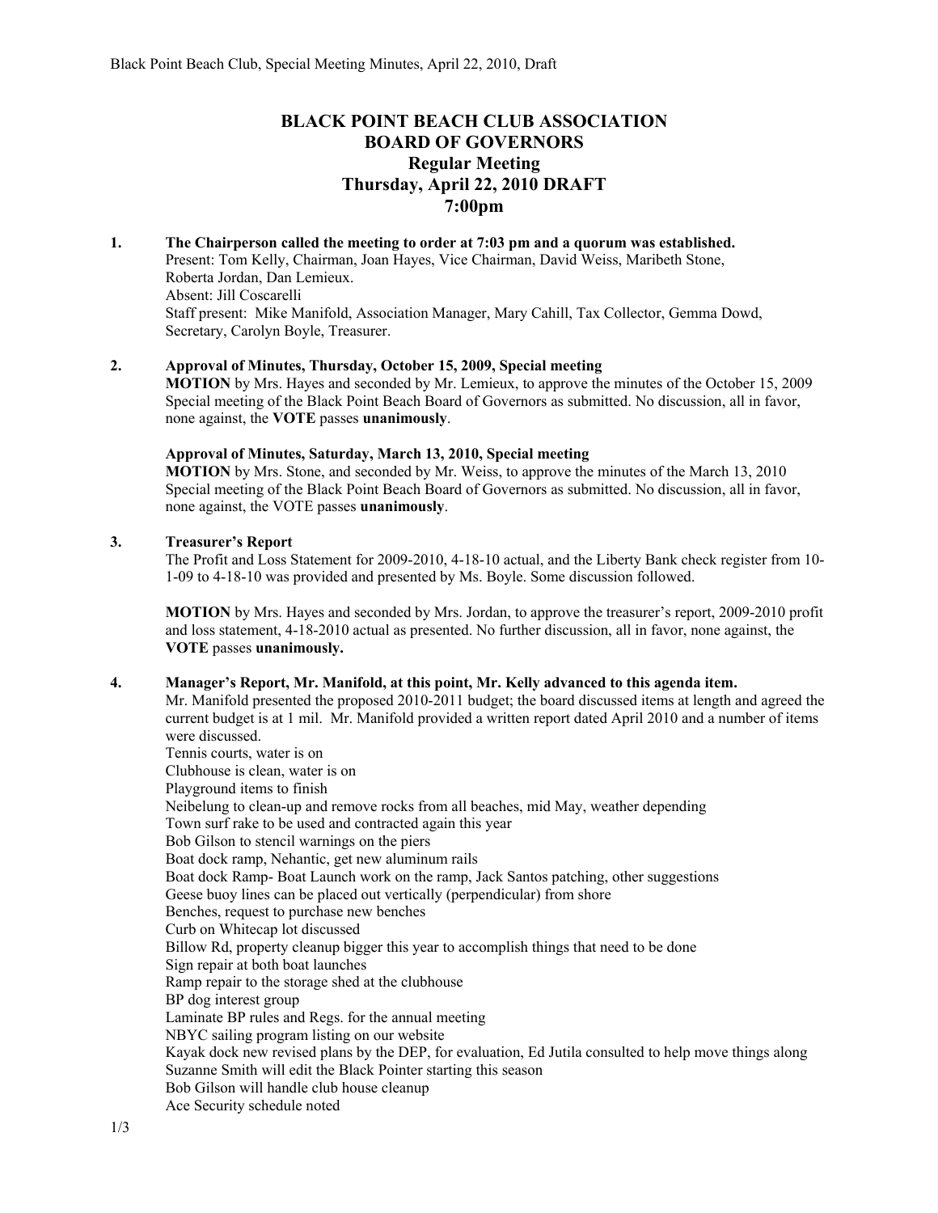# BLACK POINT BEACH CLUB ASSOCIATION
# BOARD OF GOVERNORS
## Regular Meeting
## Thursday, April 22, 2010 DRAFT
## 7:00pm

1. **The Chairperson called the meeting to order at 7:03 pm and a quorum was established.**
   Present: Tom Kelly, Chairman, Joan Hayes, Vice Chairman, David Weiss, Maribeth Stone, Roberta Jordan, Dan Lemieux.
   Absent: Jill Coscarelli
   Staff present: Mike Manifold, Association Manager, Mary Cahill, Tax Collector, Gemma Dowd, Secretary, Carolyn Boyle, Treasurer.

2. **Approval of Minutes, Thursday, October 15, 2009, Special meeting**
   **MOTION** by Mrs. Hayes and seconded by Mr. Lemieux, to approve the minutes of the October 15, 2009 Special meeting of the Black Point Beach Board of Governors as submitted. No discussion, all in favor, none against, the **VOTE** passes **unanimously**.

   **Approval of Minutes, Saturday, March 13, 2010, Special meeting**
   **MOTION** by Mrs. Stone, and seconded by Mr. Weiss, to approve the minutes of the March 13, 2010 Special meeting of the Black Point Beach Board of Governors as submitted. No discussion, all in favor, none against, the VOTE passes **unanimously**.

3. **Treasurer's Report**
   The Profit and Loss Statement for 2009-2010, 4-18-10 actual, and the Liberty Bank check register from 10-1-09 to 4-18-10 was provided and presented by Ms. Boyle. Some discussion followed.

   **MOTION** by Mrs. Hayes and seconded by Mrs. Jordan, to approve the treasurer's report, 2009-2010 profit and loss statement, 4-18-2010 actual as presented. No further discussion, all in favor, none against, the **VOTE** passes **unanimously.**

4. **Manager's Report, Mr. Manifold, at this point, Mr. Kelly advanced to this agenda item.**
   Mr. Manifold presented the proposed 2010-2011 budget; the board discussed items at length and agreed the current budget is at 1 mil. Mr. Manifold provided a written report dated April 2010 and a number of items were discussed.
   Tennis courts, water is on
   Clubhouse is clean, water is on
   Playground items to finish
   Neibelung to clean-up and remove rocks from all beaches, mid May, weather depending
   Town surf rake to be used and contracted again this year
   Bob Gilson to stencil warnings on the piers
   Boat dock ramp, Nehantic, get new aluminum rails
   Boat dock Ramp- Boat Launch work on the ramp, Jack Santos patching, other suggestions
   Geese buoy lines can be placed out vertically (perpendicular) from shore
   Benches, request to purchase new benches
   Curb on Whitecap lot discussed
   Billow Rd, property cleanup bigger this year to accomplish things that need to be done
   Sign repair at both boat launches
   Ramp repair to the storage shed at the clubhouse
   BP dog interest group
   Laminate BP rules and Regs. for the annual meeting
   NBYC sailing program listing on our website
   Kayak dock new revised plans by the DEP, for evaluation, Ed Jutila consulted to help move things along
   Suzanne Smith will edit the Black Pointer starting this season
   Bob Gilson will handle club house cleanup
   Ace Security schedule noted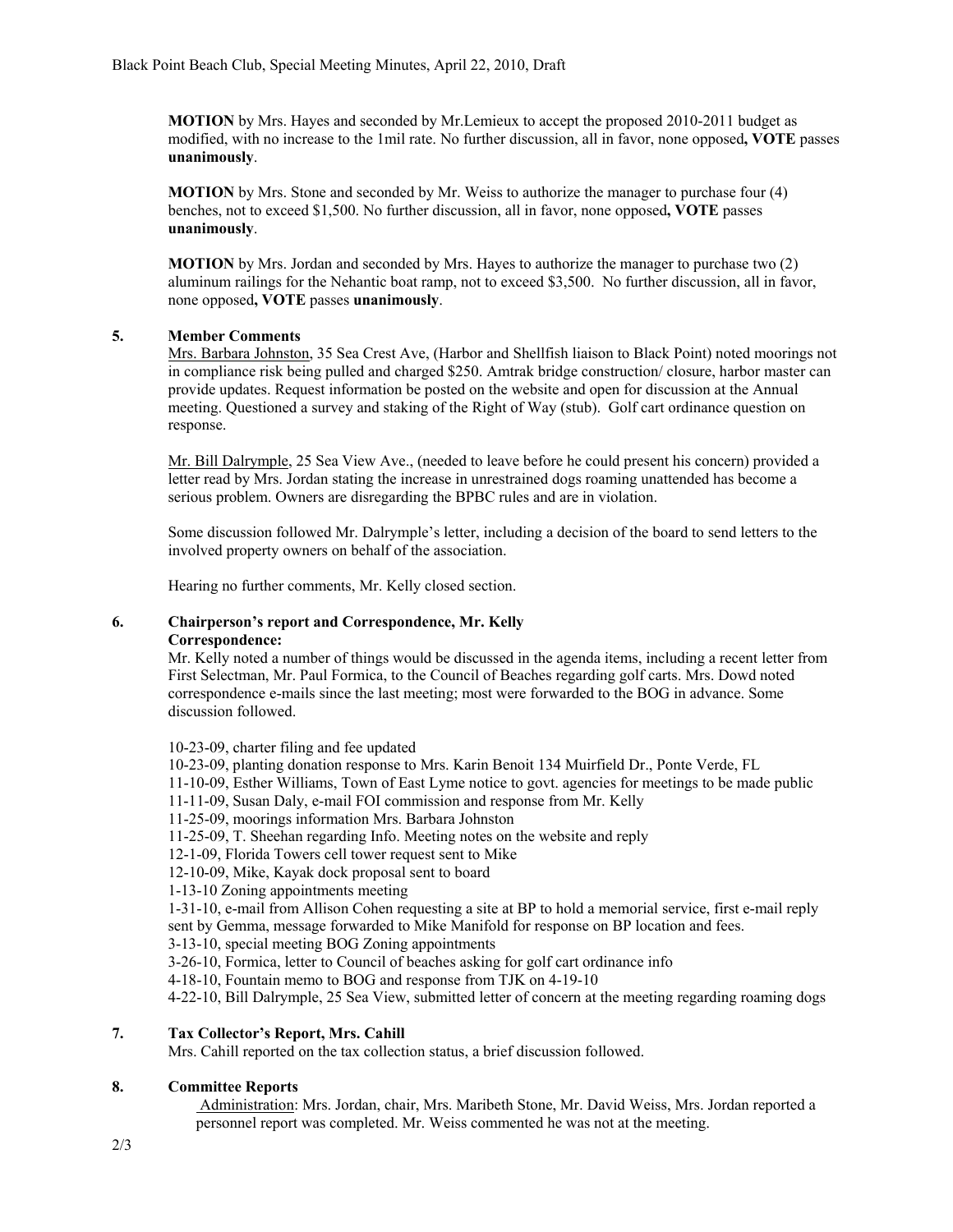**MOTION** by Mrs. Hayes and seconded by Mr.Lemieux to accept the proposed 2010-2011 budget as modified, with no increase to the 1mil rate. No further discussion, all in favor, none opposed**, VOTE** passes **unanimously**.

**MOTION** by Mrs. Stone and seconded by Mr. Weiss to authorize the manager to purchase four (4) benches, not to exceed $1,500. No further discussion, all in favor, none opposed**, VOTE** passes **unanimously**.

**MOTION** by Mrs. Jordan and seconded by Mrs. Hayes to authorize the manager to purchase two (2) aluminum railings for the Nehantic boat ramp, not to exceed $3,500. No further discussion, all in favor, none opposed**, VOTE** passes **unanimously**.

## 5. Member Comments

Mrs. Barbara Johnston, 35 Sea Crest Ave, (Harbor and Shellfish liaison to Black Point) noted moorings not in compliance risk being pulled and charged $250. Amtrak bridge construction/ closure, harbor master can provide updates. Request information be posted on the website and open for discussion at the Annual meeting. Questioned a survey and staking of the Right of Way (stub). Golf cart ordinance question on response.

Mr. Bill Dalrymple, 25 Sea View Ave., (needed to leave before he could present his concern) provided a letter read by Mrs. Jordan stating the increase in unrestrained dogs roaming unattended has become a serious problem. Owners are disregarding the BPBC rules and are in violation.

Some discussion followed Mr. Dalrymple's letter, including a decision of the board to send letters to the involved property owners on behalf of the association.

Hearing no further comments, Mr. Kelly closed section.

## 6. Chairperson's report and Correspondence, Mr. Kelly

**Correspondence:**

Mr. Kelly noted a number of things would be discussed in the agenda items, including a recent letter from First Selectman, Mr. Paul Formica, to the Council of Beaches regarding golf carts. Mrs. Dowd noted correspondence e-mails since the last meeting; most were forwarded to the BOG in advance. Some discussion followed.

10-23-09, charter filing and fee updated
10-23-09, planting donation response to Mrs. Karin Benoit 134 Muirfield Dr., Ponte Verde, FL
11-10-09, Esther Williams, Town of East Lyme notice to govt. agencies for meetings to be made public
11-11-09, Susan Daly, e-mail FOI commission and response from Mr. Kelly
11-25-09, moorings information Mrs. Barbara Johnston
11-25-09, T. Sheehan regarding Info. Meeting notes on the website and reply
12-1-09, Florida Towers cell tower request sent to Mike
12-10-09, Mike, Kayak dock proposal sent to board
1-13-10 Zoning appointments meeting
1-31-10, e-mail from Allison Cohen requesting a site at BP to hold a memorial service, first e-mail reply sent by Gemma, message forwarded to Mike Manifold for response on BP location and fees.
3-13-10, special meeting BOG Zoning appointments
3-26-10, Formica, letter to Council of beaches asking for golf cart ordinance info
4-18-10, Fountain memo to BOG and response from TJK on 4-19-10
4-22-10, Bill Dalrymple, 25 Sea View, submitted letter of concern at the meeting regarding roaming dogs

## 7. Tax Collector's Report, Mrs. Cahill

Mrs. Cahill reported on the tax collection status, a brief discussion followed.

## 8. Committee Reports

Administration: Mrs. Jordan, chair, Mrs. Maribeth Stone, Mr. David Weiss, Mrs. Jordan reported a personnel report was completed. Mr. Weiss commented he was not at the meeting.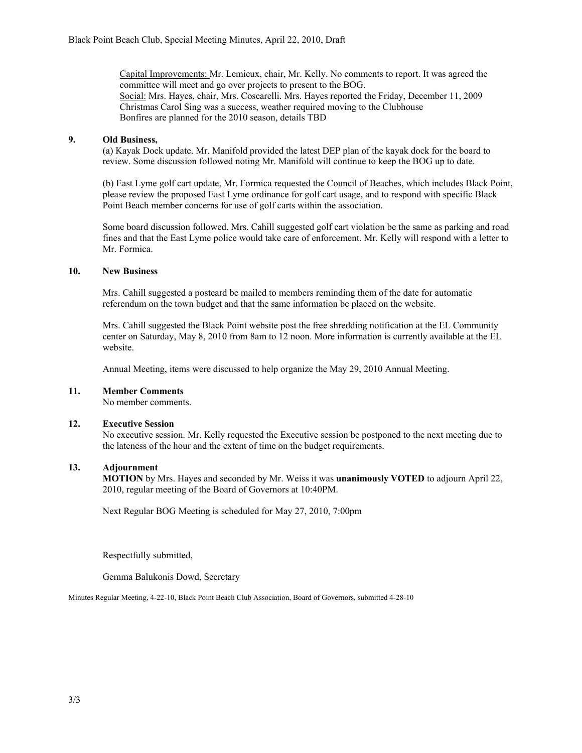Capital Improvements: Mr. Lemieux, chair, Mr. Kelly. No comments to report. It was agreed the committee will meet and go over projects to present to the BOG.
Social: Mrs. Hayes, chair, Mrs. Coscarelli. Mrs. Hayes reported the Friday, December 11, 2009 Christmas Carol Sing was a success, weather required moving to the Clubhouse
Bonfires are planned for the 2010 season, details TBD

**9. Old Business,**

(a) Kayak Dock update. Mr. Manifold provided the latest DEP plan of the kayak dock for the board to review. Some discussion followed noting Mr. Manifold will continue to keep the BOG up to date.

(b) East Lyme golf cart update, Mr. Formica requested the Council of Beaches, which includes Black Point, please review the proposed East Lyme ordinance for golf cart usage, and to respond with specific Black Point Beach member concerns for use of golf carts within the association.

Some board discussion followed. Mrs. Cahill suggested golf cart violation be the same as parking and road fines and that the East Lyme police would take care of enforcement. Mr. Kelly will respond with a letter to Mr. Formica.

**10. New Business**

Mrs. Cahill suggested a postcard be mailed to members reminding them of the date for automatic referendum on the town budget and that the same information be placed on the website.

Mrs. Cahill suggested the Black Point website post the free shredding notification at the EL Community center on Saturday, May 8, 2010 from 8am to 12 noon. More information is currently available at the EL website.

Annual Meeting, items were discussed to help organize the May 29, 2010 Annual Meeting.

**11. Member Comments**

No member comments.

**12. Executive Session**

No executive session. Mr. Kelly requested the Executive session be postponed to the next meeting due to the lateness of the hour and the extent of time on the budget requirements.

**13. Adjournment**

**MOTION** by Mrs. Hayes and seconded by Mr. Weiss it was **unanimously VOTED** to adjourn April 22, 2010, regular meeting of the Board of Governors at 10:40PM.

Next Regular BOG Meeting is scheduled for May 27, 2010, 7:00pm

Respectfully submitted,

Gemma Balukonis Dowd, Secretary

Minutes Regular Meeting, 4-22-10, Black Point Beach Club Association, Board of Governors, submitted 4-28-10